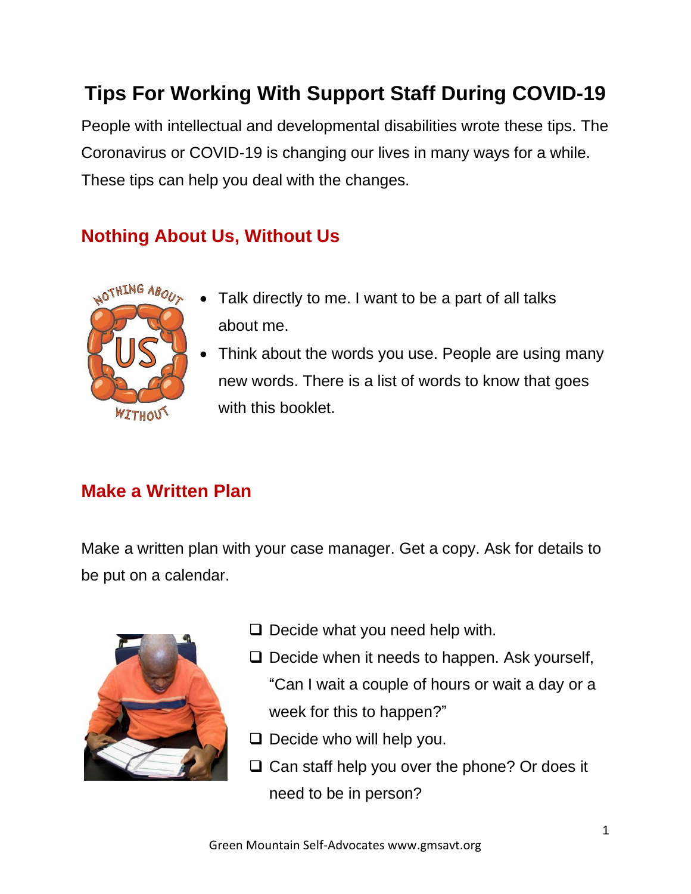# Tips For Working With Support Staff During COVID-19

People with intellectual and developmental disabilities wrote these tips. The Coronavirus or COVID-19 is changing our lives in many ways for a while. These tips can help you deal with the changes.

## Nothing About Us, Without Us

- Talk directly to me. I want to be a part of all talks about me.
- Think about the words you use. People are using many new words. There is a list of words to know that goes with this booklet.

## Make a Written Plan

Make a written plan with your case manager. Get a copy. Ask for details to be put on a calendar.

- [ ] Decide what you need help with.
- [ ] Decide when it needs to happen. Ask yourself, "Can I wait a couple of hours or wait a day or a week for this to happen?"
- [ ] Decide who will help you.
- [ ] Can staff help you over the phone? Or does it need to be in person?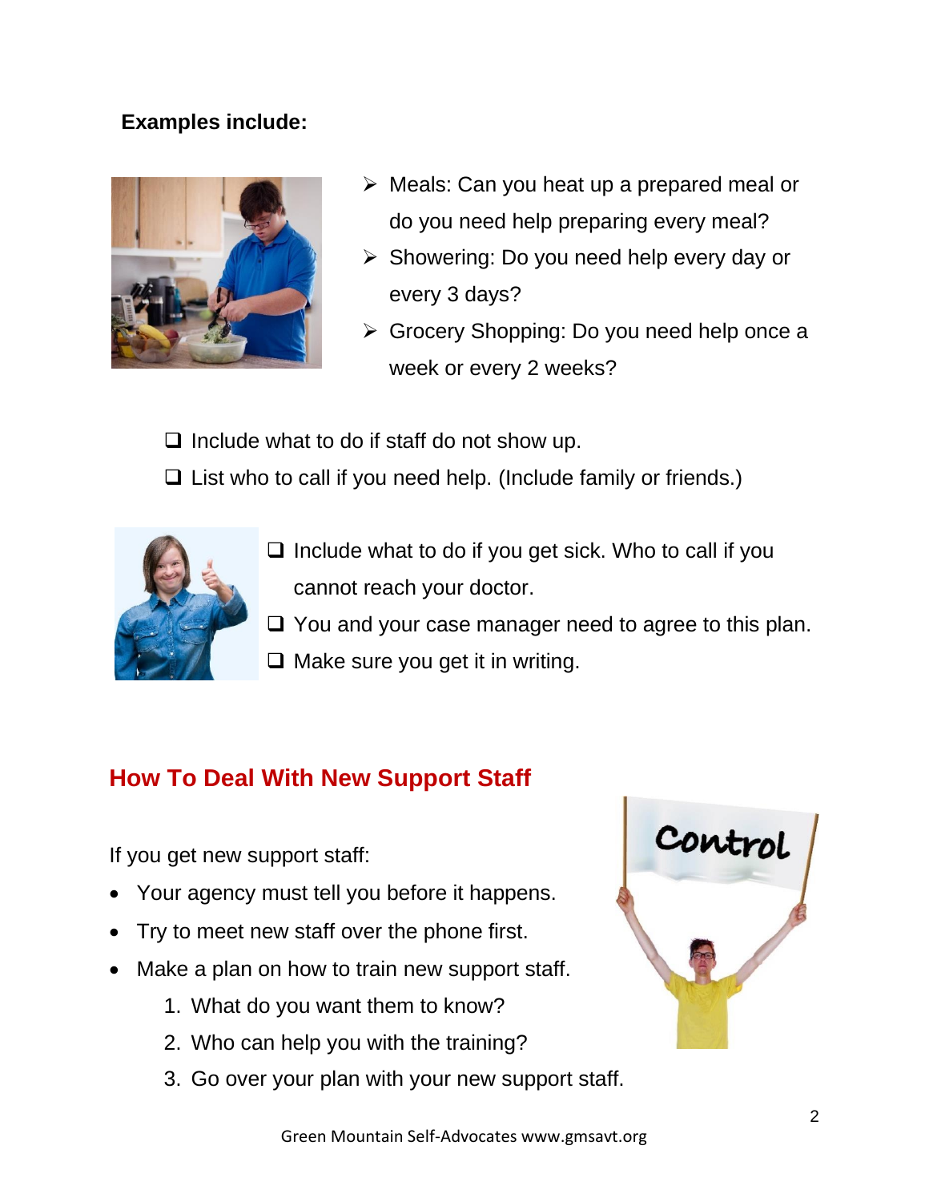**Examples include:**

- Meals: Can you heat up a prepared meal or do you need help preparing every meal?
- Showering: Do you need help every day or every 3 days?
- Grocery Shopping: Do you need help once a week or every 2 weeks?

- [ ] Include what to do if staff do not show up.
- [ ] List who to call if you need help. (Include family or friends.)
- [ ] Include what to do if you get sick. Who to call if you cannot reach your doctor.
- [ ] You and your case manager need to agree to this plan.
- [ ] Make sure you get it in writing.

## How To Deal With New Support Staff

If you get new support staff:

- Your agency must tell you before it happens.
- Try to meet new staff over the phone first.
- Make a plan on how to train new support staff.
  1. What do you want them to know?
  2. Who can help you with the training?
  3. Go over your plan with your new support staff.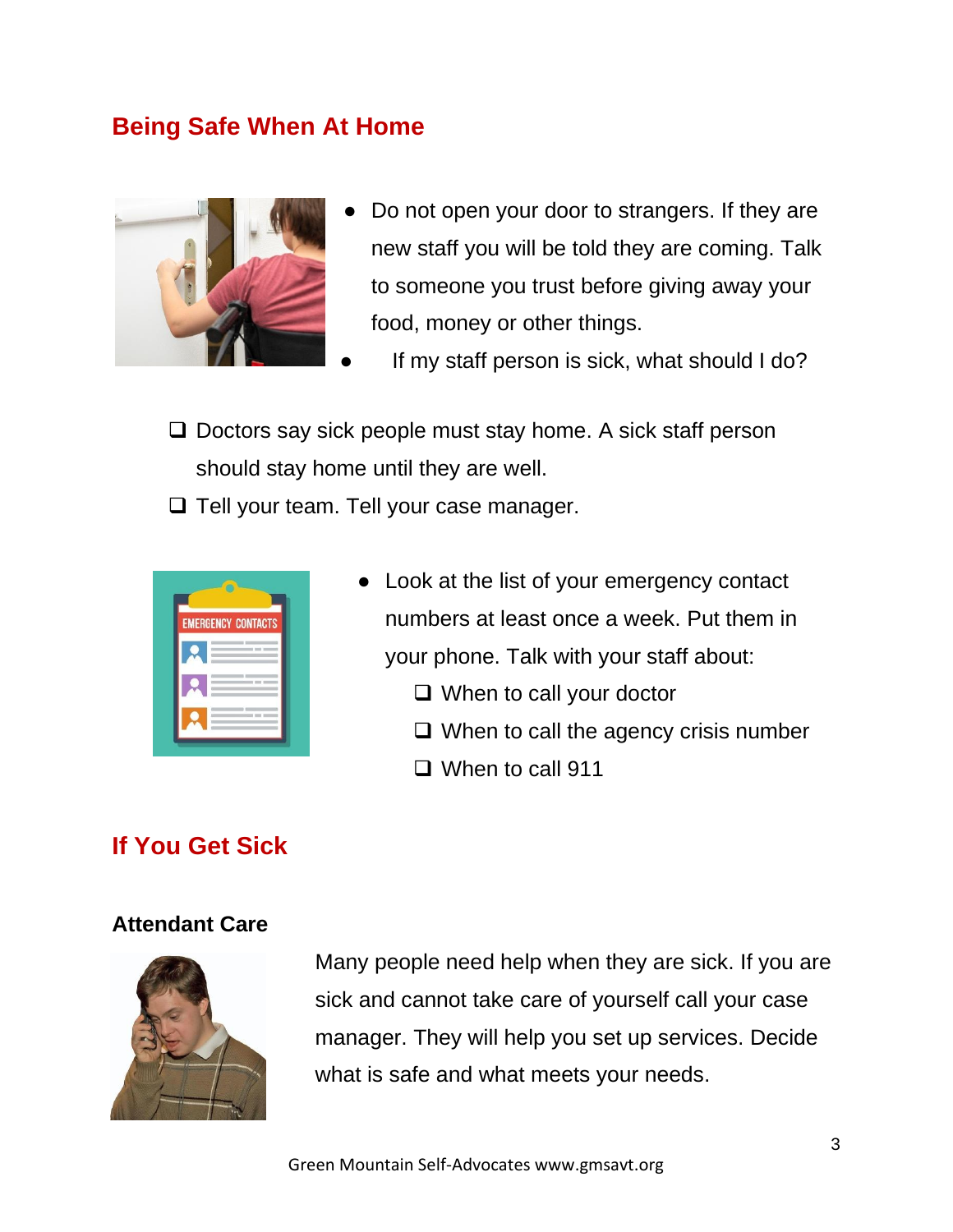## Being Safe When At Home

- Do not open your door to strangers. If they are new staff you will be told they are coming. Talk to someone you trust before giving away your food, money or other things.
- If my staff person is sick, what should I do?

❑ Doctors say sick people must stay home. A sick staff person should stay home until they are well.

❑ Tell your team. Tell your case manager.

- Look at the list of your emergency contact numbers at least once a week. Put them in your phone. Talk with your staff about:
  - ❑ When to call your doctor
  - ❑ When to call the agency crisis number
  - ❑ When to call 911

## If You Get Sick

### Attendant Care

Many people need help when they are sick. If you are sick and cannot take care of yourself call your case manager. They will help you set up services. Decide what is safe and what meets your needs.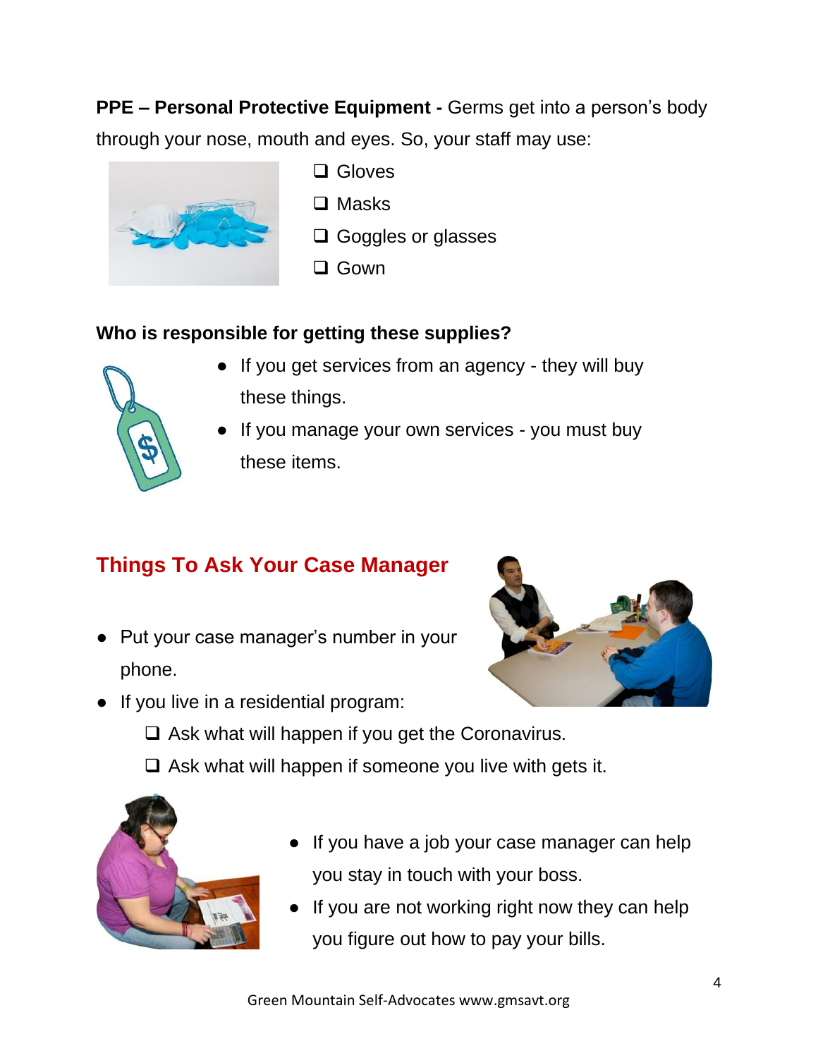**PPE – Personal Protective Equipment -** Germs get into a person's body through your nose, mouth and eyes. So, your staff may use:

- ☐ Gloves
- ☐ Masks
- ☐ Goggles or glasses
- ☐ Gown

**Who is responsible for getting these supplies?**

- If you get services from an agency - they will buy these things.
- If you manage your own services - you must buy these items.

## Things To Ask Your Case Manager

- Put your case manager's number in your phone.
- If you live in a residential program:
  - ☐ Ask what will happen if you get the Coronavirus.
  - ☐ Ask what will happen if someone you live with gets it.

- If you have a job your case manager can help you stay in touch with your boss.
- If you are not working right now they can help you figure out how to pay your bills.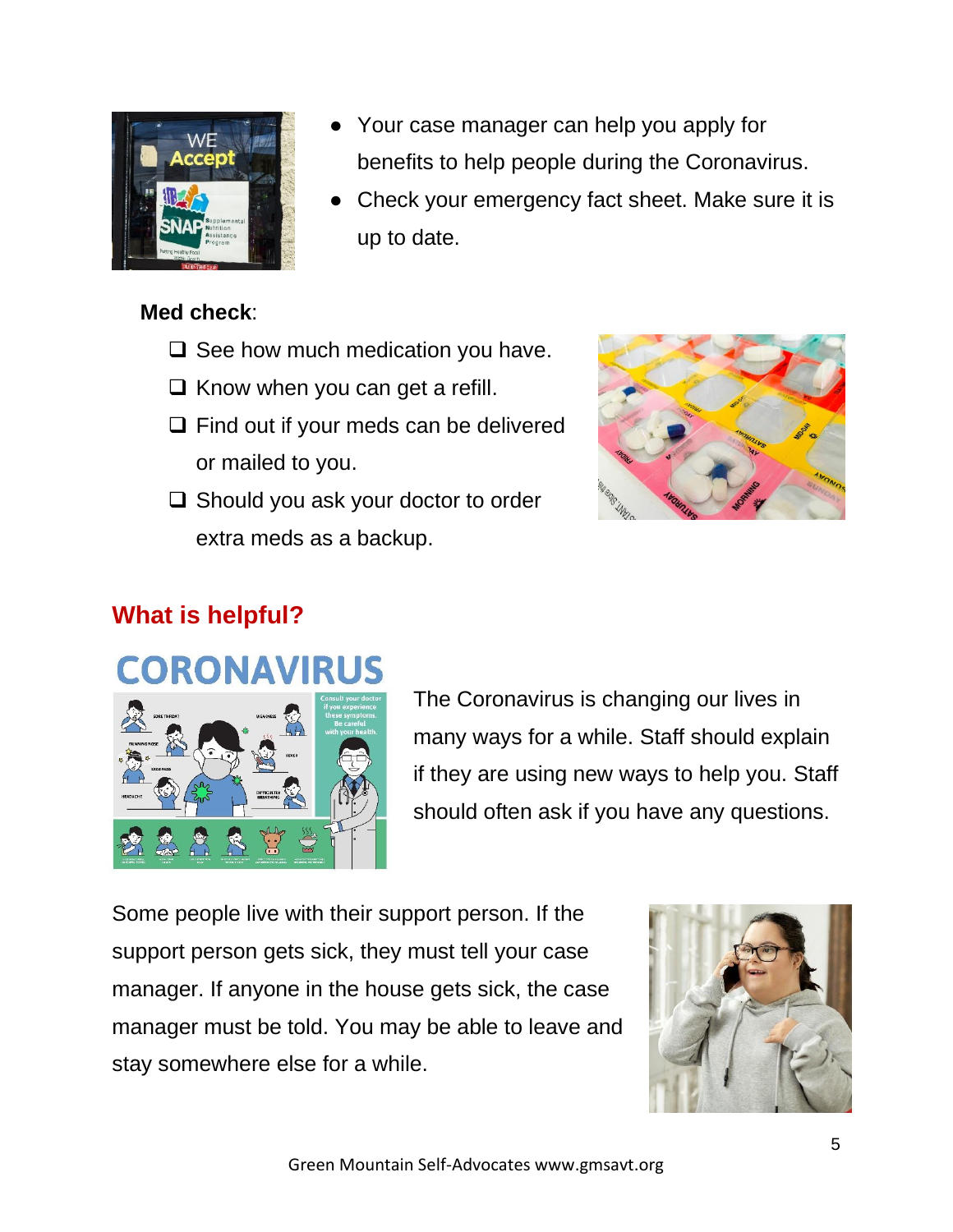- Your case manager can help you apply for benefits to help people during the Coronavirus.
- Check your emergency fact sheet. Make sure it is up to date.

**Med check**:

- ❑ See how much medication you have.
- ❑ Know when you can get a refill.
- ❑ Find out if your meds can be delivered or mailed to you.
- ❑ Should you ask your doctor to order extra meds as a backup.

## What is helpful?

The Coronavirus is changing our lives in many ways for a while. Staff should explain if they are using new ways to help you. Staff should often ask if you have any questions.

Some people live with their support person. If the support person gets sick, they must tell your case manager. If anyone in the house gets sick, the case manager must be told. You may be able to leave and stay somewhere else for a while.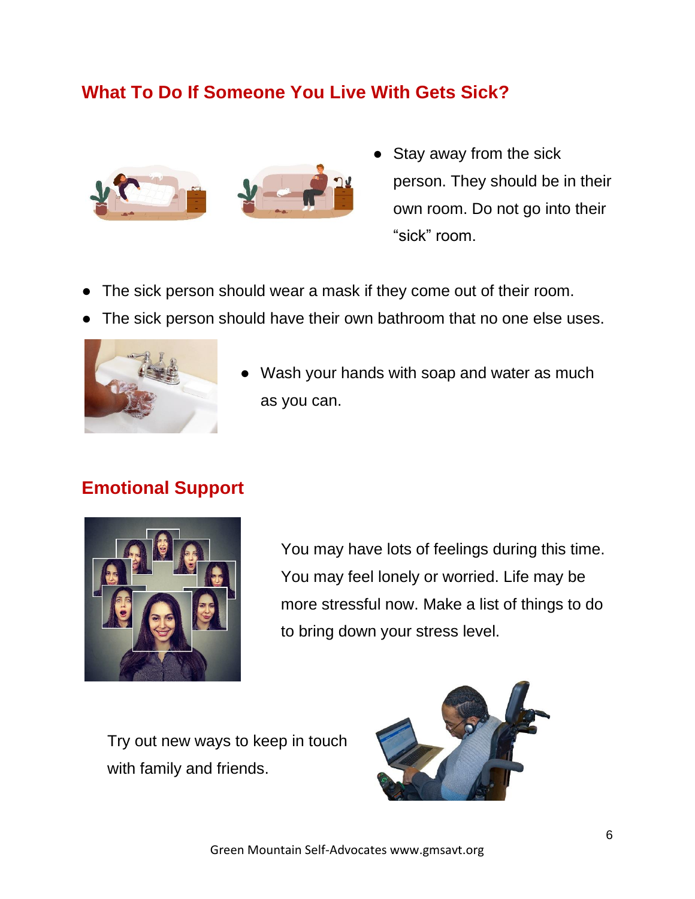## What To Do If Someone You Live With Gets Sick?

- Stay away from the sick person. They should be in their own room. Do not go into their "sick" room.
- The sick person should wear a mask if they come out of their room.
- The sick person should have their own bathroom that no one else uses.
- Wash your hands with soap and water as much as you can.

## Emotional Support

You may have lots of feelings during this time. You may feel lonely or worried. Life may be more stressful now. Make a list of things to do to bring down your stress level.

Try out new ways to keep in touch with family and friends.

Green Mountain Self-Advocates www.gmsavt.org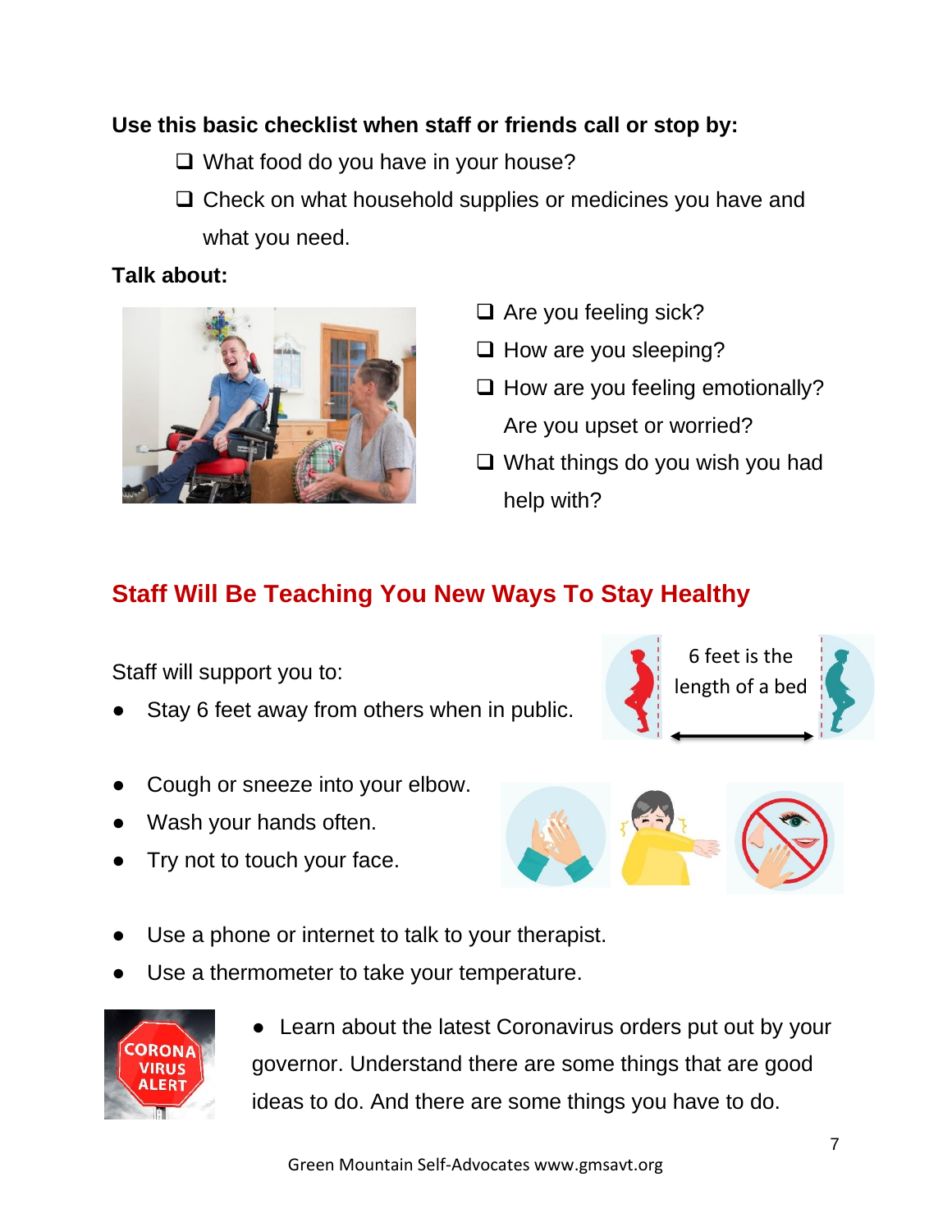**Use this basic checklist when staff or friends call or stop by:**

- [ ] What food do you have in your house?
- [ ] Check on what household supplies or medicines you have and what you need.

**Talk about:**

- [ ] Are you feeling sick?
- [ ] How are you sleeping?
- [ ] How are you feeling emotionally? Are you upset or worried?
- [ ] What things do you wish you had help with?

## Staff Will Be Teaching You New Ways To Stay Healthy

Staff will support you to:

- Stay 6 feet away from others when in public.

6 feet is the length of a bed

- Cough or sneeze into your elbow.
- Wash your hands often.
- Try not to touch your face.
- Use a phone or internet to talk to your therapist.
- Use a thermometer to take your temperature.

CORONA VIRUS ALERT

- Learn about the latest Coronavirus orders put out by your governor. Understand there are some things that are good ideas to do. And there are some things you have to do.

Green Mountain Self-Advocates www.gmsavt.org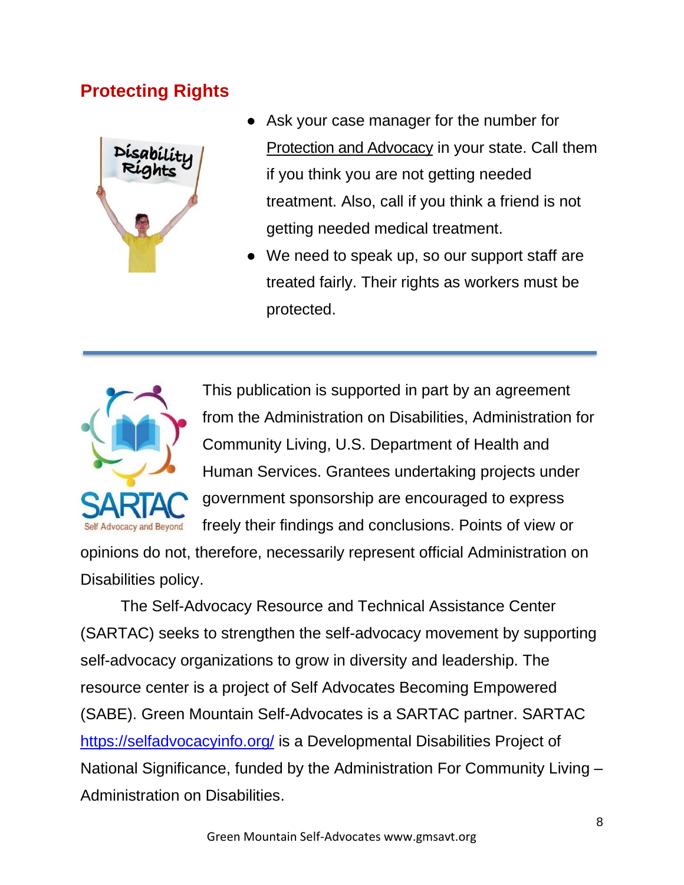## Protecting Rights

- Ask your case manager for the number for Protection and Advocacy in your state. Call them if you think you are not getting needed treatment. Also, call if you think a friend is not getting needed medical treatment.
- We need to speak up, so our support staff are treated fairly. Their rights as workers must be protected.

---

This publication is supported in part by an agreement from the Administration on Disabilities, Administration for Community Living, U.S. Department of Health and Human Services. Grantees undertaking projects under government sponsorship are encouraged to express freely their findings and conclusions. Points of view or opinions do not, therefore, necessarily represent official Administration on Disabilities policy.

The Self-Advocacy Resource and Technical Assistance Center (SARTAC) seeks to strengthen the self-advocacy movement by supporting self-advocacy organizations to grow in diversity and leadership. The resource center is a project of Self Advocates Becoming Empowered (SABE). Green Mountain Self-Advocates is a SARTAC partner. SARTAC https://selfadvocacyinfo.org/ is a Developmental Disabilities Project of National Significance, funded by the Administration For Community Living – Administration on Disabilities.